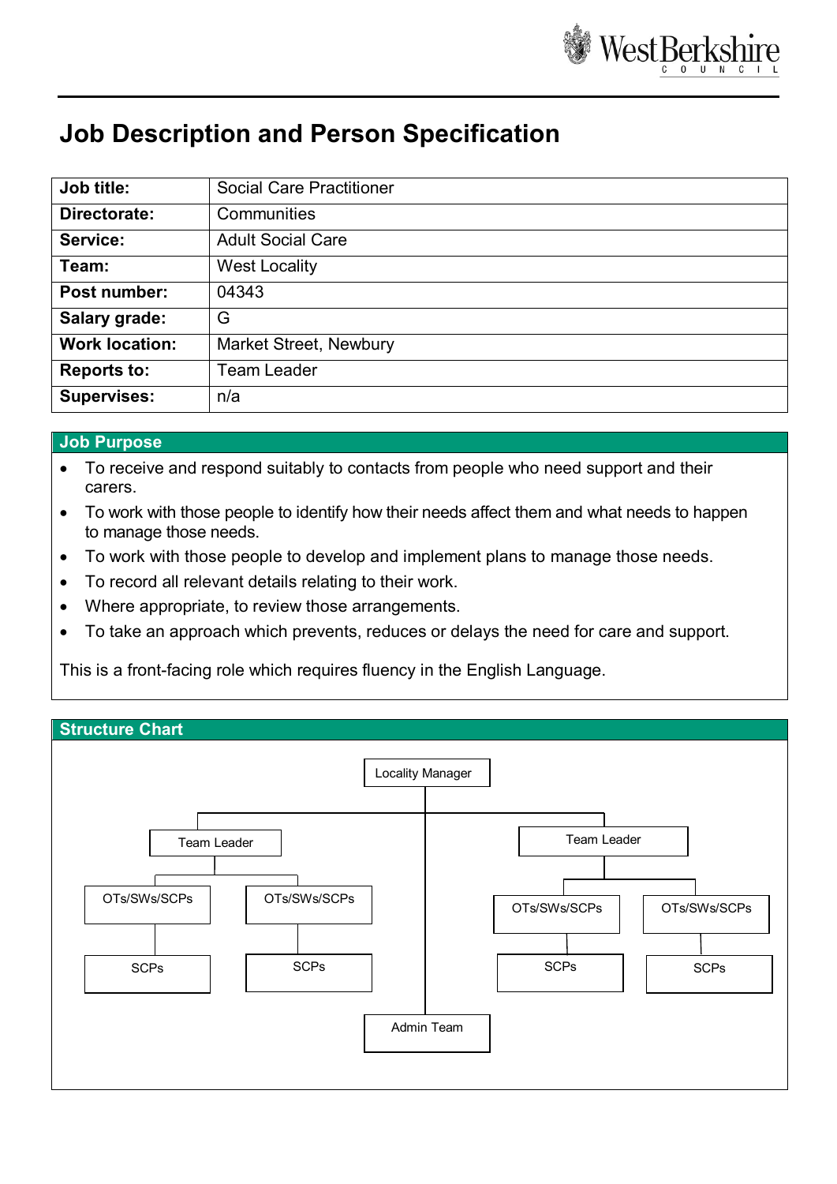# Job Description and Person Specification

| Job title: | Social Care Practitioner |
|---|---|
| Directorate: | Communities |
| Service: | Adult Social Care |
| Team: | West Locality |
| Post number: | 04343 |
| Salary grade: | G |
| Work location: | Market Street, Newbury |
| Reports to: | Team Leader |
| Supervises: | n/a |

## Job Purpose

- To receive and respond suitably to contacts from people who need support and their carers.
- To work with those people to identify how their needs affect them and what needs to happen to manage those needs.
- To work with those people to develop and implement plans to manage those needs.
- To record all relevant details relating to their work.
- Where appropriate, to review those arrangements.
- To take an approach which prevents, reduces or delays the need for care and support.

This is a front-facing role which requires fluency in the English Language.

## Structure Chart

- Locality Manager
  - Team Leader
    - OTs/SWs/SCPs
      - SCPs
    - OTs/SWs/SCPs
      - SCPs
  - Team Leader
    - OTs/SWs/SCPs
      - SCPs
    - OTs/SWs/SCPs
      - SCPs
  - Admin Team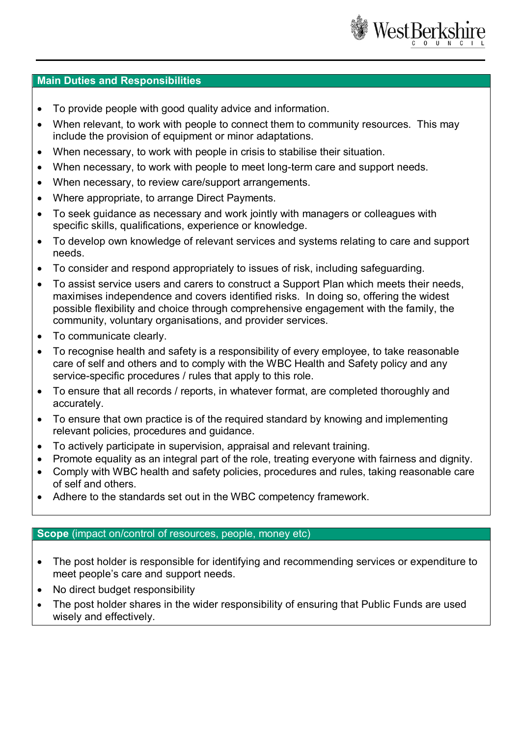## Main Duties and Responsibilities

- To provide people with good quality advice and information.
- When relevant, to work with people to connect them to community resources. This may include the provision of equipment or minor adaptations.
- When necessary, to work with people in crisis to stabilise their situation.
- When necessary, to work with people to meet long-term care and support needs.
- When necessary, to review care/support arrangements.
- Where appropriate, to arrange Direct Payments.
- To seek guidance as necessary and work jointly with managers or colleagues with specific skills, qualifications, experience or knowledge.
- To develop own knowledge of relevant services and systems relating to care and support needs.
- To consider and respond appropriately to issues of risk, including safeguarding.
- To assist service users and carers to construct a Support Plan which meets their needs, maximises independence and covers identified risks. In doing so, offering the widest possible flexibility and choice through comprehensive engagement with the family, the community, voluntary organisations, and provider services.
- To communicate clearly.
- To recognise health and safety is a responsibility of every employee, to take reasonable care of self and others and to comply with the WBC Health and Safety policy and any service-specific procedures / rules that apply to this role.
- To ensure that all records / reports, in whatever format, are completed thoroughly and accurately.
- To ensure that own practice is of the required standard by knowing and implementing relevant policies, procedures and guidance.
- To actively participate in supervision, appraisal and relevant training.
- Promote equality as an integral part of the role, treating everyone with fairness and dignity.
- Comply with WBC health and safety policies, procedures and rules, taking reasonable care of self and others.
- Adhere to the standards set out in the WBC competency framework.

## Scope (impact on/control of resources, people, money etc)

- The post holder is responsible for identifying and recommending services or expenditure to meet people's care and support needs.
- No direct budget responsibility
- The post holder shares in the wider responsibility of ensuring that Public Funds are used wisely and effectively.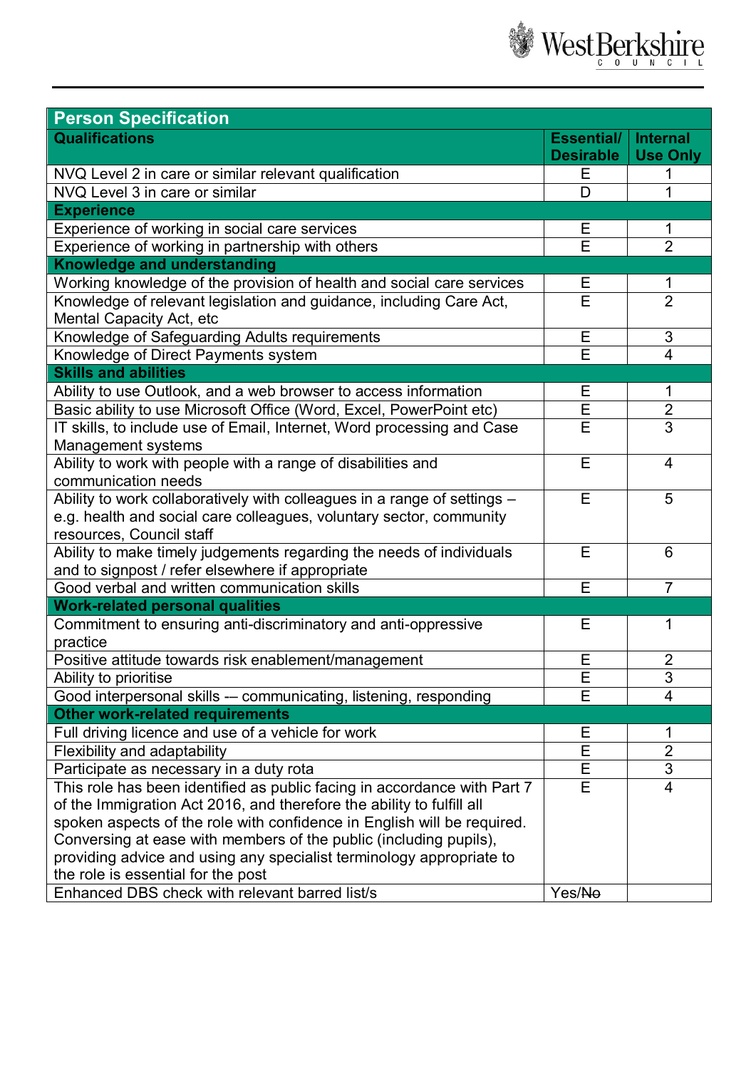## Person Specification

| Qualifications | Essential/ Desirable | Internal Use Only |
|---|---|---|
| NVQ Level 2 in care or similar relevant qualification | E | 1 |
| NVQ Level 3 in care or similar | D | 1 |
| **Experience** | | |
| Experience of working in social care services | E | 1 |
| Experience of working in partnership with others | E | 2 |
| **Knowledge and understanding** | | |
| Working knowledge of the provision of health and social care services | E | 1 |
| Knowledge of relevant legislation and guidance, including Care Act, Mental Capacity Act, etc | E | 2 |
| Knowledge of Safeguarding Adults requirements | E | 3 |
| Knowledge of Direct Payments system | E | 4 |
| **Skills and abilities** | | |
| Ability to use Outlook, and a web browser to access information | E | 1 |
| Basic ability to use Microsoft Office (Word, Excel, PowerPoint etc) | E | 2 |
| IT skills, to include use of Email, Internet, Word processing and Case Management systems | E | 3 |
| Ability to work with people with a range of disabilities and communication needs | E | 4 |
| Ability to work collaboratively with colleagues in a range of settings – e.g. health and social care colleagues, voluntary sector, community resources, Council staff | E | 5 |
| Ability to make timely judgements regarding the needs of individuals and to signpost / refer elsewhere if appropriate | E | 6 |
| Good verbal and written communication skills | E | 7 |
| **Work-related personal qualities** | | |
| Commitment to ensuring anti-discriminatory and anti-oppressive practice | E | 1 |
| Positive attitude towards risk enablement/management | E | 2 |
| Ability to prioritise | E | 3 |
| Good interpersonal skills -– communicating, listening, responding | E | 4 |
| **Other work-related requirements** | | |
| Full driving licence and use of a vehicle for work | E | 1 |
| Flexibility and adaptability | E | 2 |
| Participate as necessary in a duty rota | E | 3 |
| This role has been identified as public facing in accordance with Part 7 of the Immigration Act 2016, and therefore the ability to fulfill all spoken aspects of the role with confidence in English will be required. Conversing at ease with members of the public (including pupils), providing advice and using any specialist terminology appropriate to the role is essential for the post | E | 4 |
| Enhanced DBS check with relevant barred list/s | Yes/~~No~~ | |